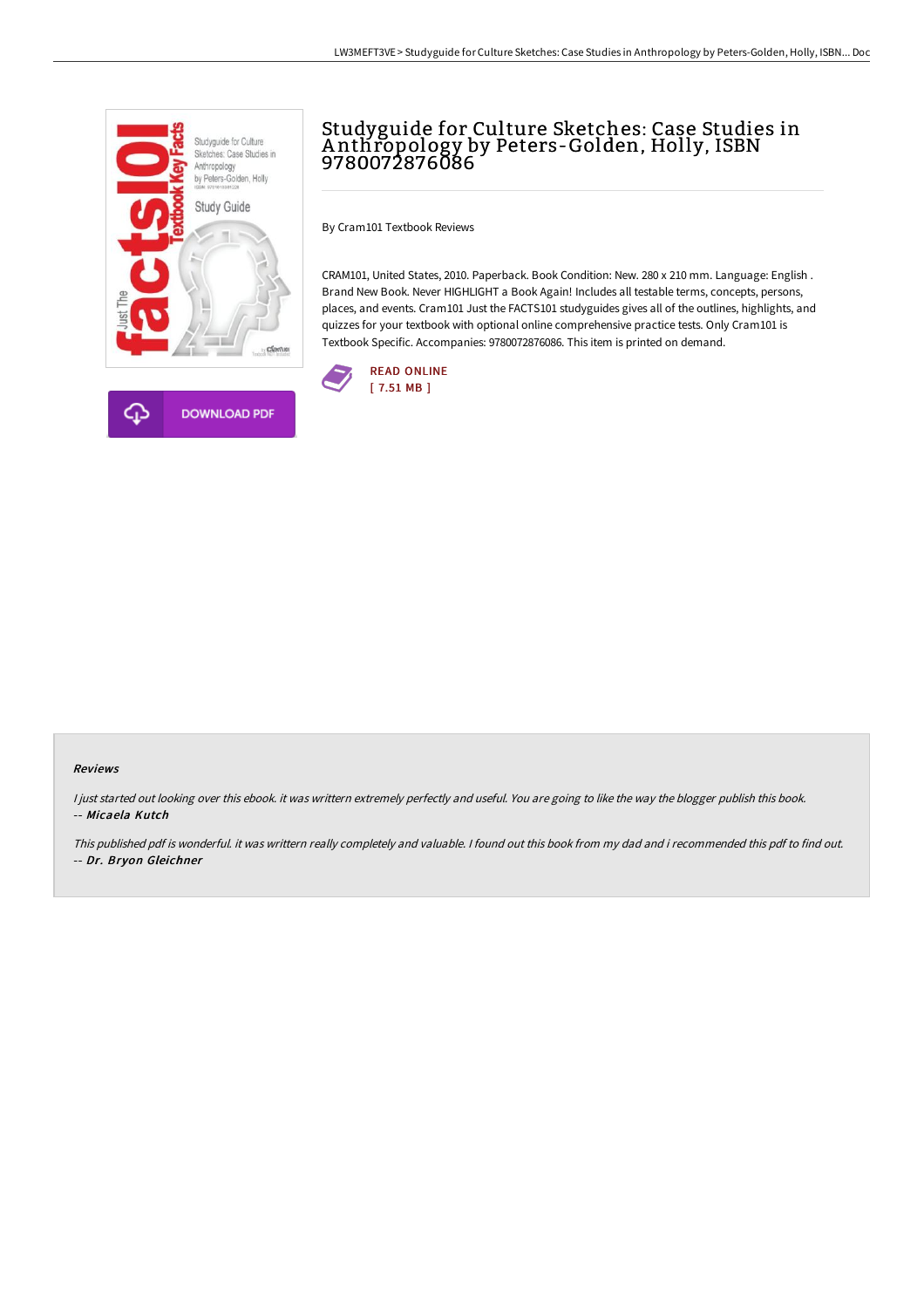# Studyguide for Culture Sketches: Case Studies in Anthropology by Peters-Golden, Holly, ISBN 9780072876086

By Cram101 Textbook Reviews

CRAM101, United States, 2010. Paperback. Book Condition: New. 280 x 210 mm. Language: English . Brand New Book. Never HIGHLIGHT a Book Again! Includes all testable terms, concepts, persons, places, and events. Cram101 Just the FACTS101 studyguides gives all of the outlines, highlights, and quizzes for your textbook with optional online comprehensive practice tests. Only Cram101 is Textbook Specific. Accompanies: 9780072876086. This item is printed on demand.

DOWNLOAD PDF

READ ONLINE
[ 7.51 MB ]

### Reviews

*I just started out looking over this ebook. it was writtern extremely perfectly and useful. You are going to like the way the blogger publish this book.*
-- *Micaela Kutch*

*This published pdf is wonderful. it was writtern really completely and valuable. I found out this book from my dad and i recommended this pdf to find out.*
-- *Dr. Bryon Gleichner*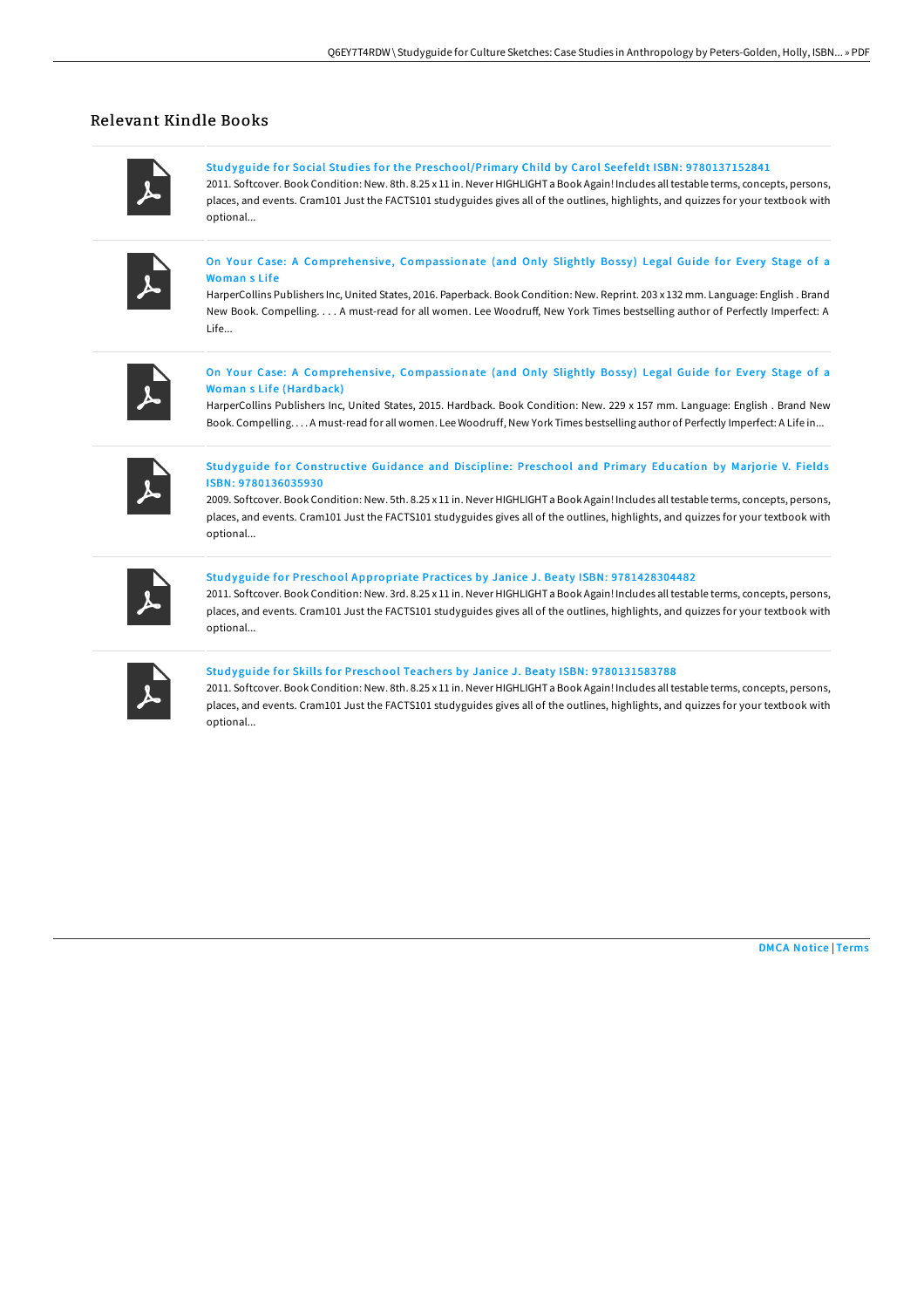## Relevant Kindle Books

**Studyguide for Social Studies for the Preschool/Primary Child by Carol Seefeldt ISBN: 9780137152841**

2011. Softcover. Book Condition: New. 8th. 8.25 x 11 in. Never HIGHLIGHT a Book Again! Includes all testable terms, concepts, persons, places, and events. Cram101 Just the FACTS101 studyguides gives all of the outlines, highlights, and quizzes for your textbook with optional...

**On Your Case: A Comprehensive, Compassionate (and Only Slightly Bossy) Legal Guide for Every Stage of a Woman s Life**

HarperCollins Publishers Inc, United States, 2016. Paperback. Book Condition: New. Reprint. 203 x 132 mm. Language: English . Brand New Book. Compelling. . . . A must-read for all women. Lee Woodruff, New York Times bestselling author of Perfectly Imperfect: A Life...

**On Your Case: A Comprehensive, Compassionate (and Only Slightly Bossy) Legal Guide for Every Stage of a Woman s Life (Hardback)**

HarperCollins Publishers Inc, United States, 2015. Hardback. Book Condition: New. 229 x 157 mm. Language: English . Brand New Book. Compelling. . . . A must-read for all women. Lee Woodruff, New York Times bestselling author of Perfectly Imperfect: A Life in...

**Studyguide for Constructive Guidance and Discipline: Preschool and Primary Education by Marjorie V. Fields ISBN: 9780136035930**

2009. Softcover. Book Condition: New. 5th. 8.25 x 11 in. Never HIGHLIGHT a Book Again! Includes all testable terms, concepts, persons, places, and events. Cram101 Just the FACTS101 studyguides gives all of the outlines, highlights, and quizzes for your textbook with optional...

**Studyguide for Preschool Appropriate Practices by Janice J. Beaty ISBN: 9781428304482**

2011. Softcover. Book Condition: New. 3rd. 8.25 x 11 in. Never HIGHLIGHT a Book Again! Includes all testable terms, concepts, persons, places, and events. Cram101 Just the FACTS101 studyguides gives all of the outlines, highlights, and quizzes for your textbook with optional...

**Studyguide for Skills for Preschool Teachers by Janice J. Beaty ISBN: 9780131583788**

2011. Softcover. Book Condition: New. 8th. 8.25 x 11 in. Never HIGHLIGHT a Book Again! Includes all testable terms, concepts, persons, places, and events. Cram101 Just the FACTS101 studyguides gives all of the outlines, highlights, and quizzes for your textbook with optional...